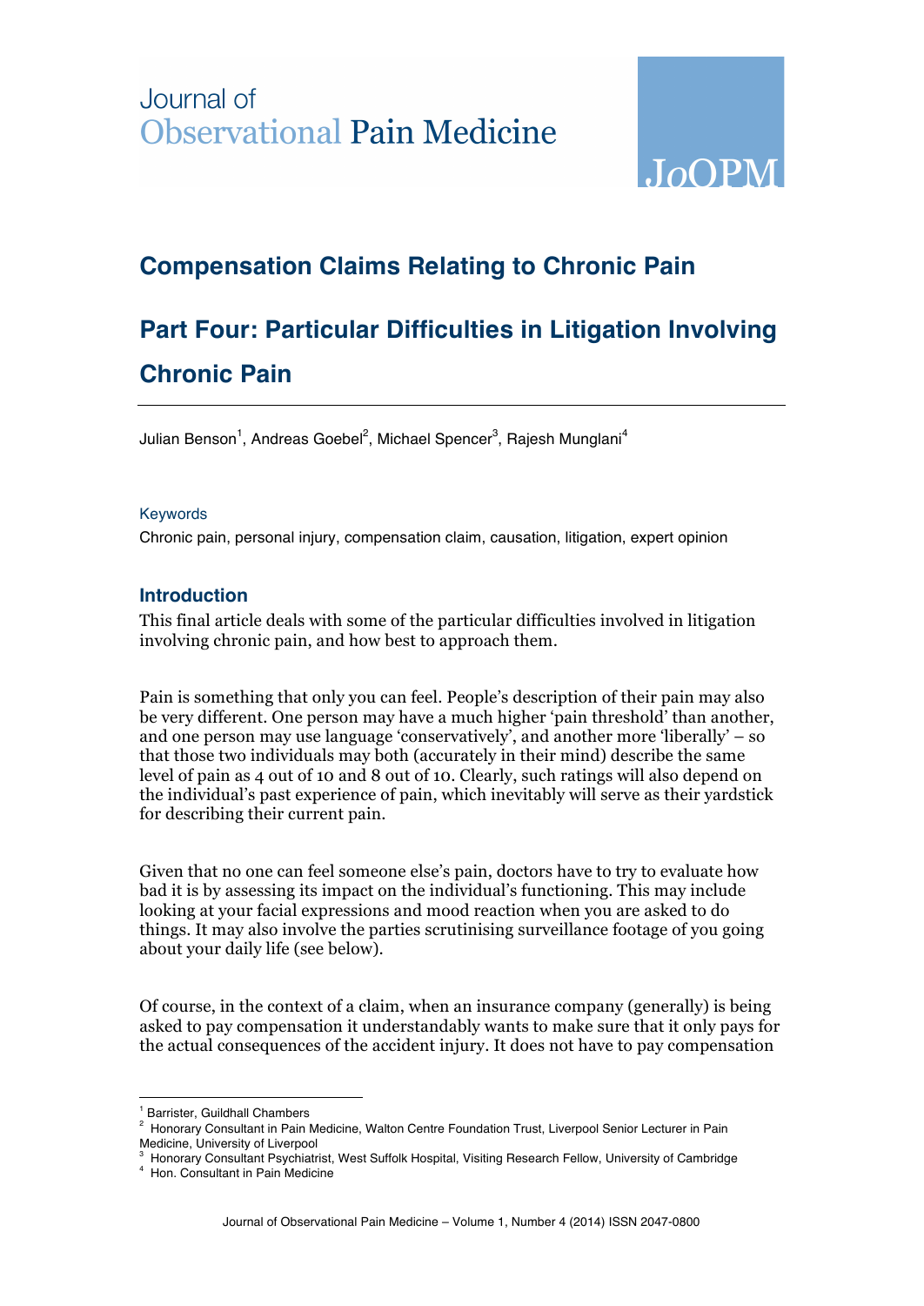Journal of Observational Pain Medicine

# Compensation Claims Relating to Chronic Pain

# Part Four: Particular Difficulties in Litigation Involving Chronic Pain

Julian Benson[1], Andreas Goebel[2], Michael Spencer[3], Rajesh Munglani[4]

### Keywords

Chronic pain, personal injury, compensation claim, causation, litigation, expert opinion

## Introduction

This final article deals with some of the particular difficulties involved in litigation involving chronic pain, and how best to approach them.

Pain is something that only you can feel. People's description of their pain may also be very different. One person may have a much higher 'pain threshold' than another, and one person may use language 'conservatively', and another more 'liberally' – so that those two individuals may both (accurately in their mind) describe the same level of pain as 4 out of 10 and 8 out of 10. Clearly, such ratings will also depend on the individual's past experience of pain, which inevitably will serve as their yardstick for describing their current pain.

Given that no one can feel someone else's pain, doctors have to try to evaluate how bad it is by assessing its impact on the individual's functioning. This may include looking at your facial expressions and mood reaction when you are asked to do things. It may also involve the parties scrutinising surveillance footage of you going about your daily life (see below).

Of course, in the context of a claim, when an insurance company (generally) is being asked to pay compensation it understandably wants to make sure that it only pays for the actual consequences of the accident injury. It does not have to pay compensation

---

[1] Barrister, Guildhall Chambers

[2] Honorary Consultant in Pain Medicine, Walton Centre Foundation Trust, Liverpool Senior Lecturer in Pain Medicine, University of Liverpool

[3] Honorary Consultant Psychiatrist, West Suffolk Hospital, Visiting Research Fellow, University of Cambridge

[4] Hon. Consultant in Pain Medicine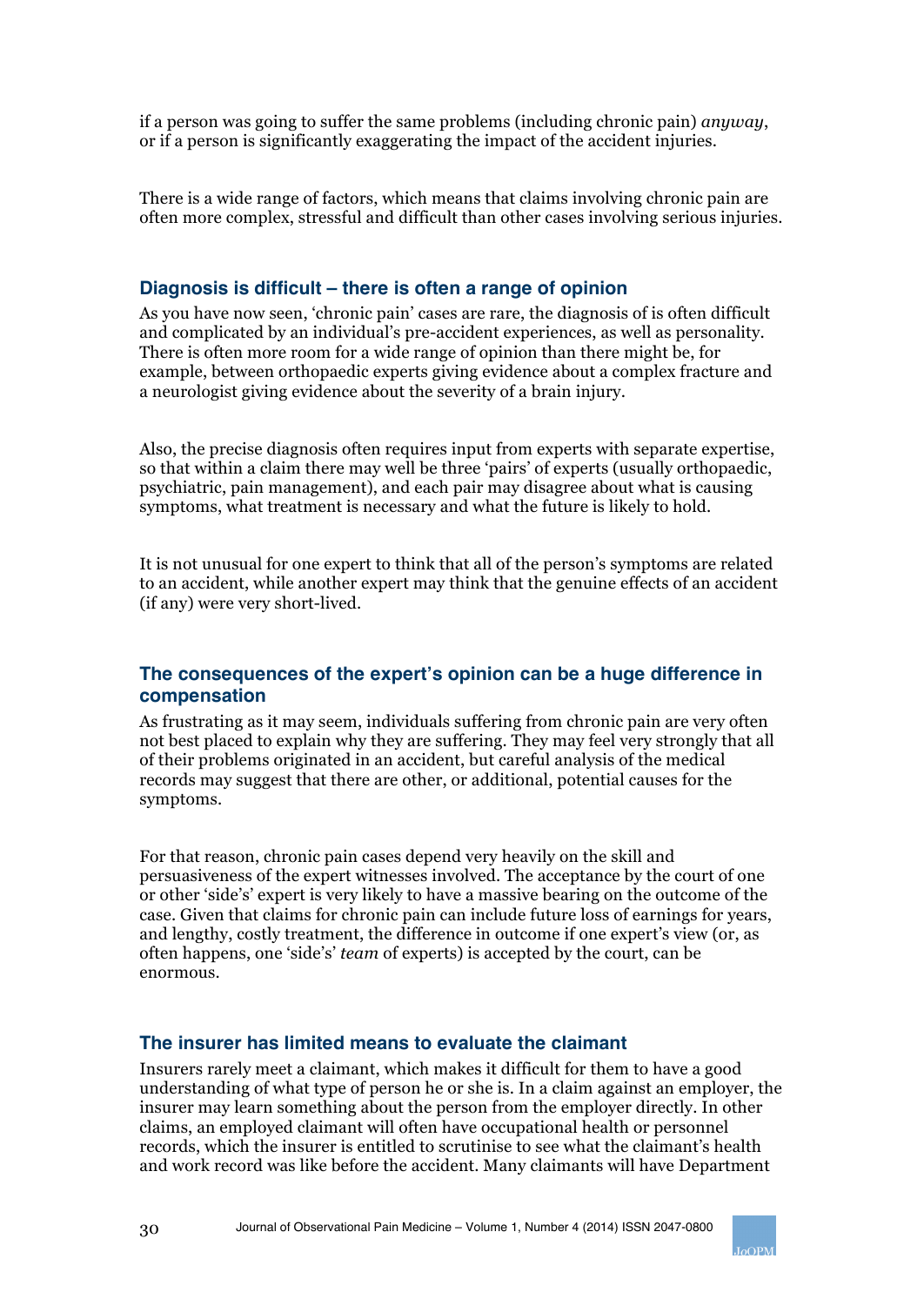if a person was going to suffer the same problems (including chronic pain) *anyway*, or if a person is significantly exaggerating the impact of the accident injuries.

There is a wide range of factors, which means that claims involving chronic pain are often more complex, stressful and difficult than other cases involving serious injuries.

### Diagnosis is difficult – there is often a range of opinion

As you have now seen, 'chronic pain' cases are rare, the diagnosis of is often difficult and complicated by an individual's pre-accident experiences, as well as personality. There is often more room for a wide range of opinion than there might be, for example, between orthopaedic experts giving evidence about a complex fracture and a neurologist giving evidence about the severity of a brain injury.

Also, the precise diagnosis often requires input from experts with separate expertise, so that within a claim there may well be three 'pairs' of experts (usually orthopaedic, psychiatric, pain management), and each pair may disagree about what is causing symptoms, what treatment is necessary and what the future is likely to hold.

It is not unusual for one expert to think that all of the person's symptoms are related to an accident, while another expert may think that the genuine effects of an accident (if any) were very short-lived.

### The consequences of the expert's opinion can be a huge difference in compensation

As frustrating as it may seem, individuals suffering from chronic pain are very often not best placed to explain why they are suffering. They may feel very strongly that all of their problems originated in an accident, but careful analysis of the medical records may suggest that there are other, or additional, potential causes for the symptoms.

For that reason, chronic pain cases depend very heavily on the skill and persuasiveness of the expert witnesses involved. The acceptance by the court of one or other 'side's' expert is very likely to have a massive bearing on the outcome of the case. Given that claims for chronic pain can include future loss of earnings for years, and lengthy, costly treatment, the difference in outcome if one expert's view (or, as often happens, one 'side's' *team* of experts) is accepted by the court, can be enormous.

### The insurer has limited means to evaluate the claimant

Insurers rarely meet a claimant, which makes it difficult for them to have a good understanding of what type of person he or she is. In a claim against an employer, the insurer may learn something about the person from the employer directly. In other claims, an employed claimant will often have occupational health or personnel records, which the insurer is entitled to scrutinise to see what the claimant's health and work record was like before the accident. Many claimants will have Department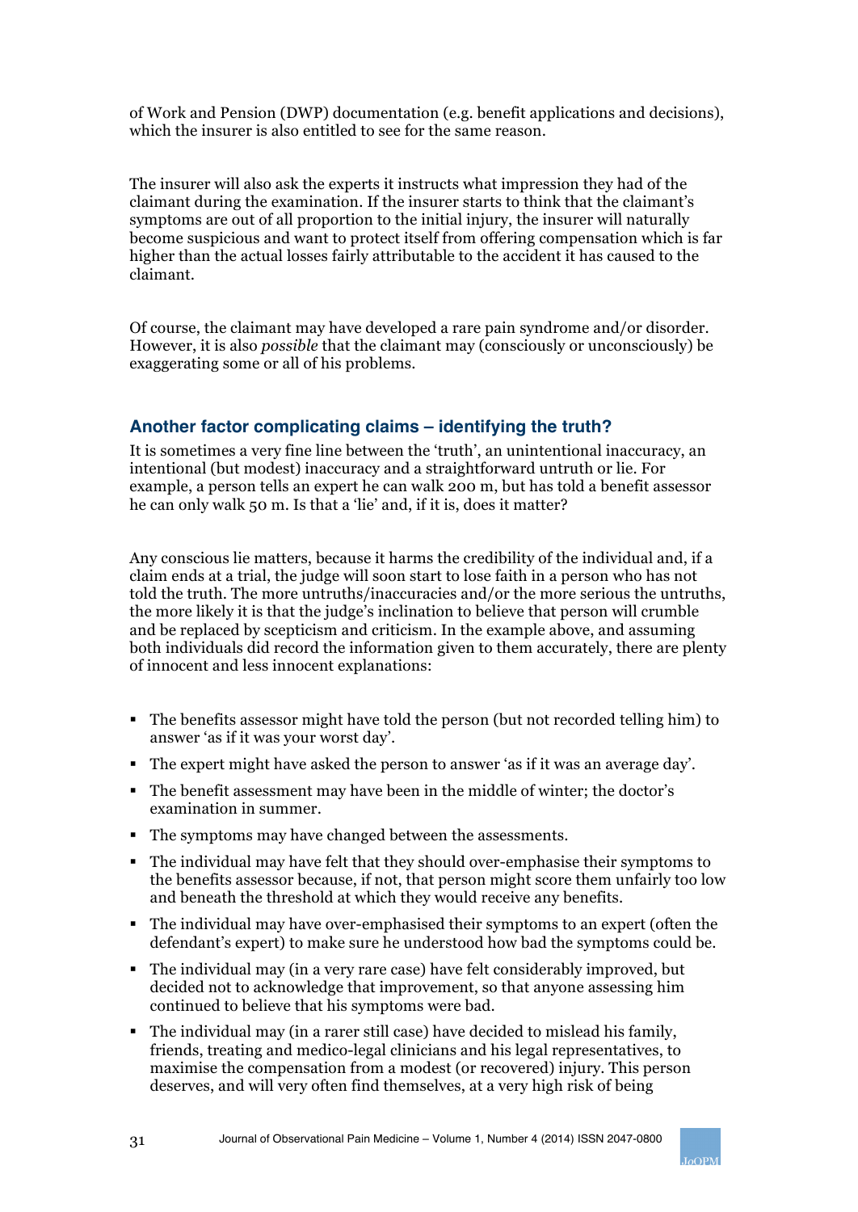of Work and Pension (DWP) documentation (e.g. benefit applications and decisions), which the insurer is also entitled to see for the same reason.

The insurer will also ask the experts it instructs what impression they had of the claimant during the examination. If the insurer starts to think that the claimant's symptoms are out of all proportion to the initial injury, the insurer will naturally become suspicious and want to protect itself from offering compensation which is far higher than the actual losses fairly attributable to the accident it has caused to the claimant.

Of course, the claimant may have developed a rare pain syndrome and/or disorder. However, it is also *possible* that the claimant may (consciously or unconsciously) be exaggerating some or all of his problems.

### Another factor complicating claims – identifying the truth?

It is sometimes a very fine line between the 'truth', an unintentional inaccuracy, an intentional (but modest) inaccuracy and a straightforward untruth or lie. For example, a person tells an expert he can walk 200 m, but has told a benefit assessor he can only walk 50 m. Is that a 'lie' and, if it is, does it matter?

Any conscious lie matters, because it harms the credibility of the individual and, if a claim ends at a trial, the judge will soon start to lose faith in a person who has not told the truth. The more untruths/inaccuracies and/or the more serious the untruths, the more likely it is that the judge's inclination to believe that person will crumble and be replaced by scepticism and criticism. In the example above, and assuming both individuals did record the information given to them accurately, there are plenty of innocent and less innocent explanations:

- The benefits assessor might have told the person (but not recorded telling him) to answer 'as if it was your worst day'.
- The expert might have asked the person to answer 'as if it was an average day'.
- The benefit assessment may have been in the middle of winter; the doctor's examination in summer.
- The symptoms may have changed between the assessments.
- The individual may have felt that they should over-emphasise their symptoms to the benefits assessor because, if not, that person might score them unfairly too low and beneath the threshold at which they would receive any benefits.
- The individual may have over-emphasised their symptoms to an expert (often the defendant's expert) to make sure he understood how bad the symptoms could be.
- The individual may (in a very rare case) have felt considerably improved, but decided not to acknowledge that improvement, so that anyone assessing him continued to believe that his symptoms were bad.
- The individual may (in a rarer still case) have decided to mislead his family, friends, treating and medico-legal clinicians and his legal representatives, to maximise the compensation from a modest (or recovered) injury. This person deserves, and will very often find themselves, at a very high risk of being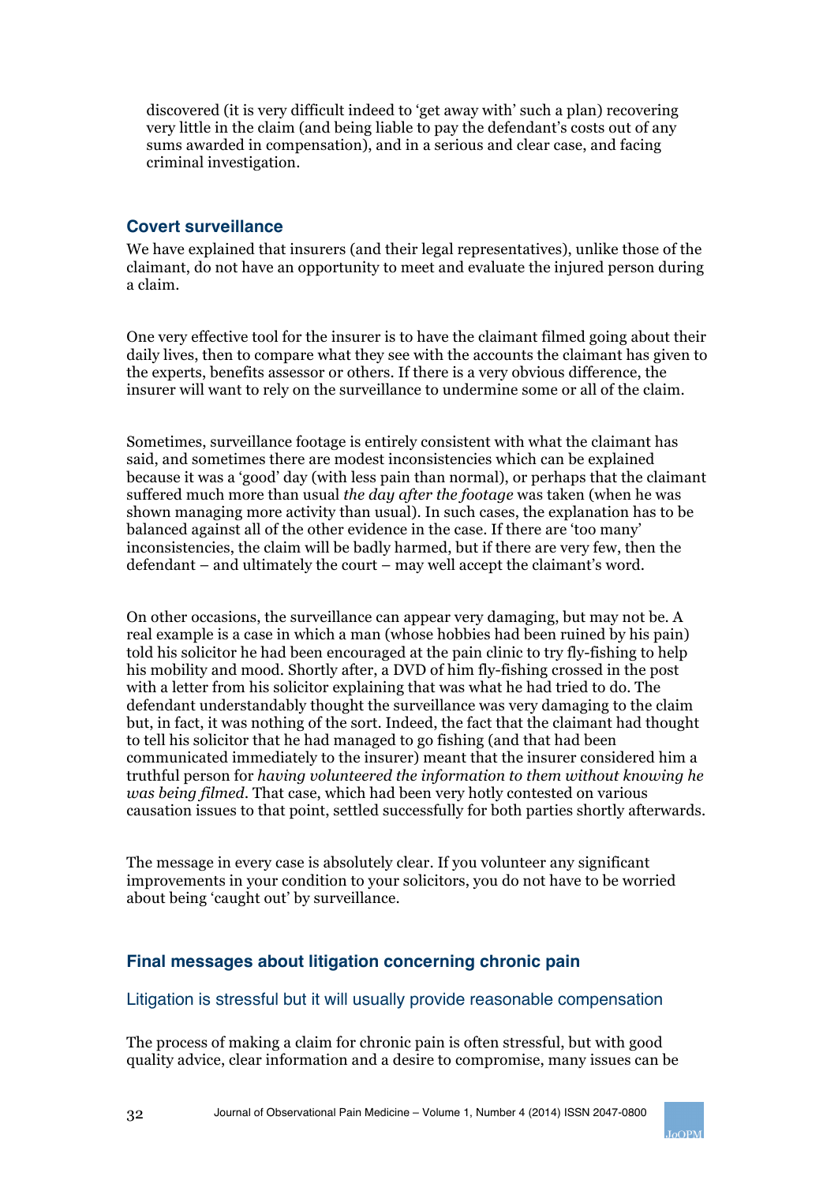discovered (it is very difficult indeed to 'get away with' such a plan) recovering very little in the claim (and being liable to pay the defendant's costs out of any sums awarded in compensation), and in a serious and clear case, and facing criminal investigation.

### Covert surveillance

We have explained that insurers (and their legal representatives), unlike those of the claimant, do not have an opportunity to meet and evaluate the injured person during a claim.

One very effective tool for the insurer is to have the claimant filmed going about their daily lives, then to compare what they see with the accounts the claimant has given to the experts, benefits assessor or others. If there is a very obvious difference, the insurer will want to rely on the surveillance to undermine some or all of the claim.

Sometimes, surveillance footage is entirely consistent with what the claimant has said, and sometimes there are modest inconsistencies which can be explained because it was a 'good' day (with less pain than normal), or perhaps that the claimant suffered much more than usual *the day after the footage* was taken (when he was shown managing more activity than usual). In such cases, the explanation has to be balanced against all of the other evidence in the case. If there are 'too many' inconsistencies, the claim will be badly harmed, but if there are very few, then the defendant – and ultimately the court – may well accept the claimant's word.

On other occasions, the surveillance can appear very damaging, but may not be. A real example is a case in which a man (whose hobbies had been ruined by his pain) told his solicitor he had been encouraged at the pain clinic to try fly-fishing to help his mobility and mood. Shortly after, a DVD of him fly-fishing crossed in the post with a letter from his solicitor explaining that was what he had tried to do. The defendant understandably thought the surveillance was very damaging to the claim but, in fact, it was nothing of the sort. Indeed, the fact that the claimant had thought to tell his solicitor that he had managed to go fishing (and that had been communicated immediately to the insurer) meant that the insurer considered him a truthful person for *having volunteered the information to them without knowing he was being filmed*. That case, which had been very hotly contested on various causation issues to that point, settled successfully for both parties shortly afterwards.

The message in every case is absolutely clear. If you volunteer any significant improvements in your condition to your solicitors, you do not have to be worried about being 'caught out' by surveillance.

### Final messages about litigation concerning chronic pain

#### Litigation is stressful but it will usually provide reasonable compensation

The process of making a claim for chronic pain is often stressful, but with good quality advice, clear information and a desire to compromise, many issues can be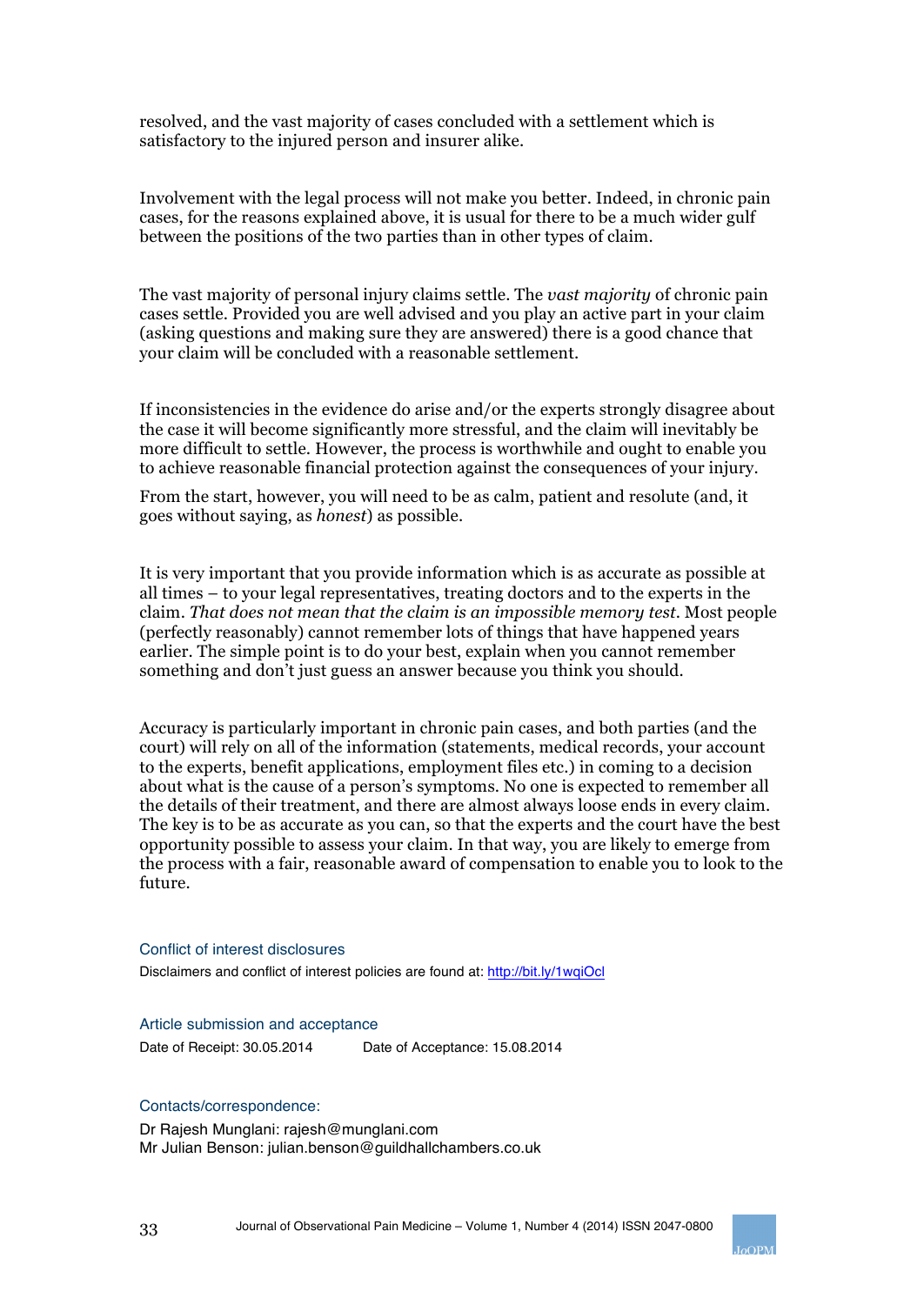resolved, and the vast majority of cases concluded with a settlement which is satisfactory to the injured person and insurer alike.

Involvement with the legal process will not make you better. Indeed, in chronic pain cases, for the reasons explained above, it is usual for there to be a much wider gulf between the positions of the two parties than in other types of claim.

The vast majority of personal injury claims settle. The *vast majority* of chronic pain cases settle. Provided you are well advised and you play an active part in your claim (asking questions and making sure they are answered) there is a good chance that your claim will be concluded with a reasonable settlement.

If inconsistencies in the evidence do arise and/or the experts strongly disagree about the case it will become significantly more stressful, and the claim will inevitably be more difficult to settle. However, the process is worthwhile and ought to enable you to achieve reasonable financial protection against the consequences of your injury.

From the start, however, you will need to be as calm, patient and resolute (and, it goes without saying, as *honest*) as possible.

It is very important that you provide information which is as accurate as possible at all times – to your legal representatives, treating doctors and to the experts in the claim. *That does not mean that the claim is an impossible memory test.* Most people (perfectly reasonably) cannot remember lots of things that have happened years earlier. The simple point is to do your best, explain when you cannot remember something and don't just guess an answer because you think you should.

Accuracy is particularly important in chronic pain cases, and both parties (and the court) will rely on all of the information (statements, medical records, your account to the experts, benefit applications, employment files etc.) in coming to a decision about what is the cause of a person's symptoms. No one is expected to remember all the details of their treatment, and there are almost always loose ends in every claim. The key is to be as accurate as you can, so that the experts and the court have the best opportunity possible to assess your claim. In that way, you are likely to emerge from the process with a fair, reasonable award of compensation to enable you to look to the future.

### Conflict of interest disclosures

Disclaimers and conflict of interest policies are found at: http://bit.ly/1wqiOcl

### Article submission and acceptance

Date of Receipt: 30.05.2014 Date of Acceptance: 15.08.2014

### Contacts/correspondence:

Dr Rajesh Munglani: rajesh@munglani.com
Mr Julian Benson: julian.benson@guildhallchambers.co.uk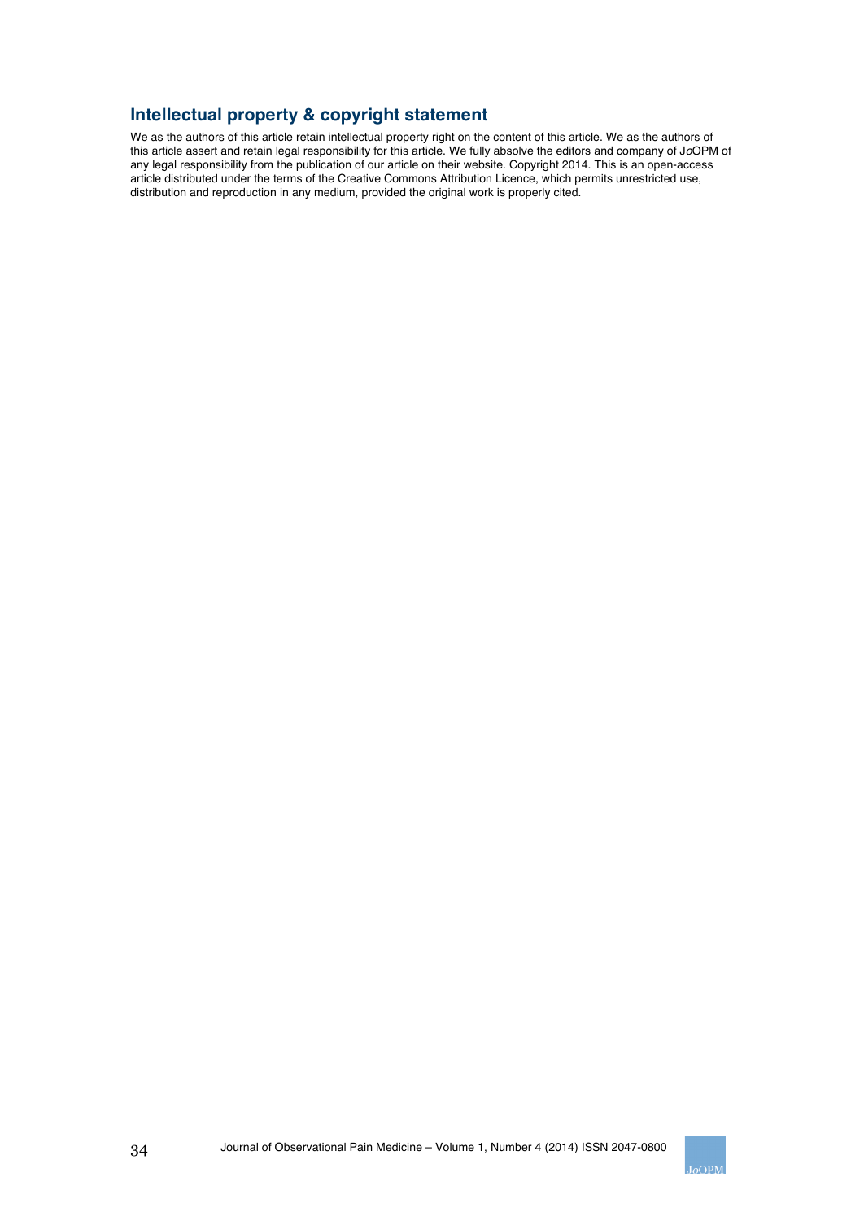## Intellectual property & copyright statement

We as the authors of this article retain intellectual property right on the content of this article. We as the authors of this article assert and retain legal responsibility for this article. We fully absolve the editors and company of J*o*OPM of any legal responsibility from the publication of our article on their website. Copyright 2014. This is an open-access article distributed under the terms of the Creative Commons Attribution Licence, which permits unrestricted use, distribution and reproduction in any medium, provided the original work is properly cited.